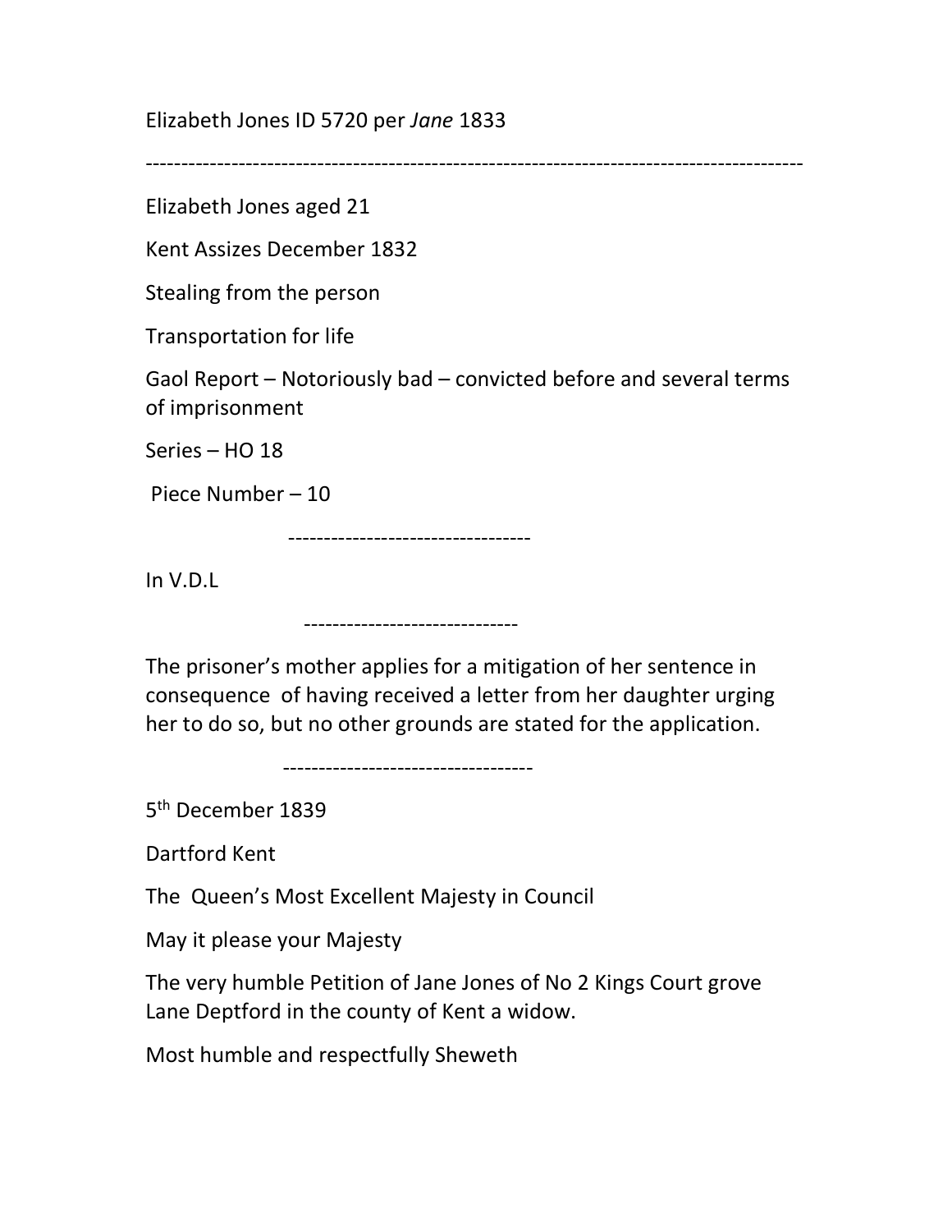Elizabeth Jones ID 5720 per *Jane* 1833

---

Elizabeth Jones aged 21

Kent Assizes December 1832

Stealing from the person

Transportation for life

Gaol Report – Notoriously bad – convicted before and several terms of imprisonment

Series – HO 18

Piece Number – 10

---

In V.D.L

---

The prisoner's mother applies for a mitigation of her sentence in consequence of having received a letter from her daughter urging her to do so, but no other grounds are stated for the application.

---

5th December 1839

Dartford Kent

The Queen's Most Excellent Majesty in Council

May it please your Majesty

The very humble Petition of Jane Jones of No 2 Kings Court grove Lane Deptford in the county of Kent a widow.

Most humble and respectfully Sheweth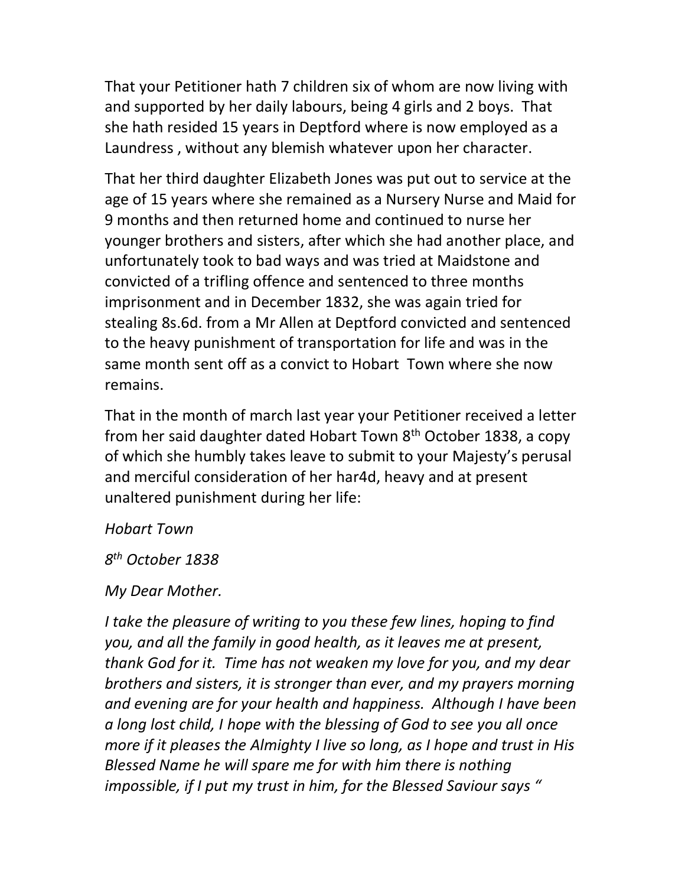That your Petitioner hath 7 children six of whom are now living with and supported by her daily labours, being 4 girls and 2 boys. That she hath resided 15 years in Deptford where is now employed as a Laundress , without any blemish whatever upon her character.

That her third daughter Elizabeth Jones was put out to service at the age of 15 years where she remained as a Nursery Nurse and Maid for 9 months and then returned home and continued to nurse her younger brothers and sisters, after which she had another place, and unfortunately took to bad ways and was tried at Maidstone and convicted of a trifling offence and sentenced to three months imprisonment and in December 1832, she was again tried for stealing 8s.6d. from a Mr Allen at Deptford convicted and sentenced to the heavy punishment of transportation for life and was in the same month sent off as a convict to Hobart Town where she now remains.

That in the month of march last year your Petitioner received a letter from her said daughter dated Hobart Town 8th October 1838, a copy of which she humbly takes leave to submit to your Majesty's perusal and merciful consideration of her har4d, heavy and at present unaltered punishment during her life:

*Hobart Town*

*8th October 1838*

*My Dear Mother.*

*I take the pleasure of writing to you these few lines, hoping to find you, and all the family in good health, as it leaves me at present, thank God for it. Time has not weaken my love for you, and my dear brothers and sisters, it is stronger than ever, and my prayers morning and evening are for your health and happiness. Although I have been a long lost child, I hope with the blessing of God to see you all once more if it pleases the Almighty I live so long, as I hope and trust in His Blessed Name he will spare me for with him there is nothing impossible, if I put my trust in him, for the Blessed Saviour says "*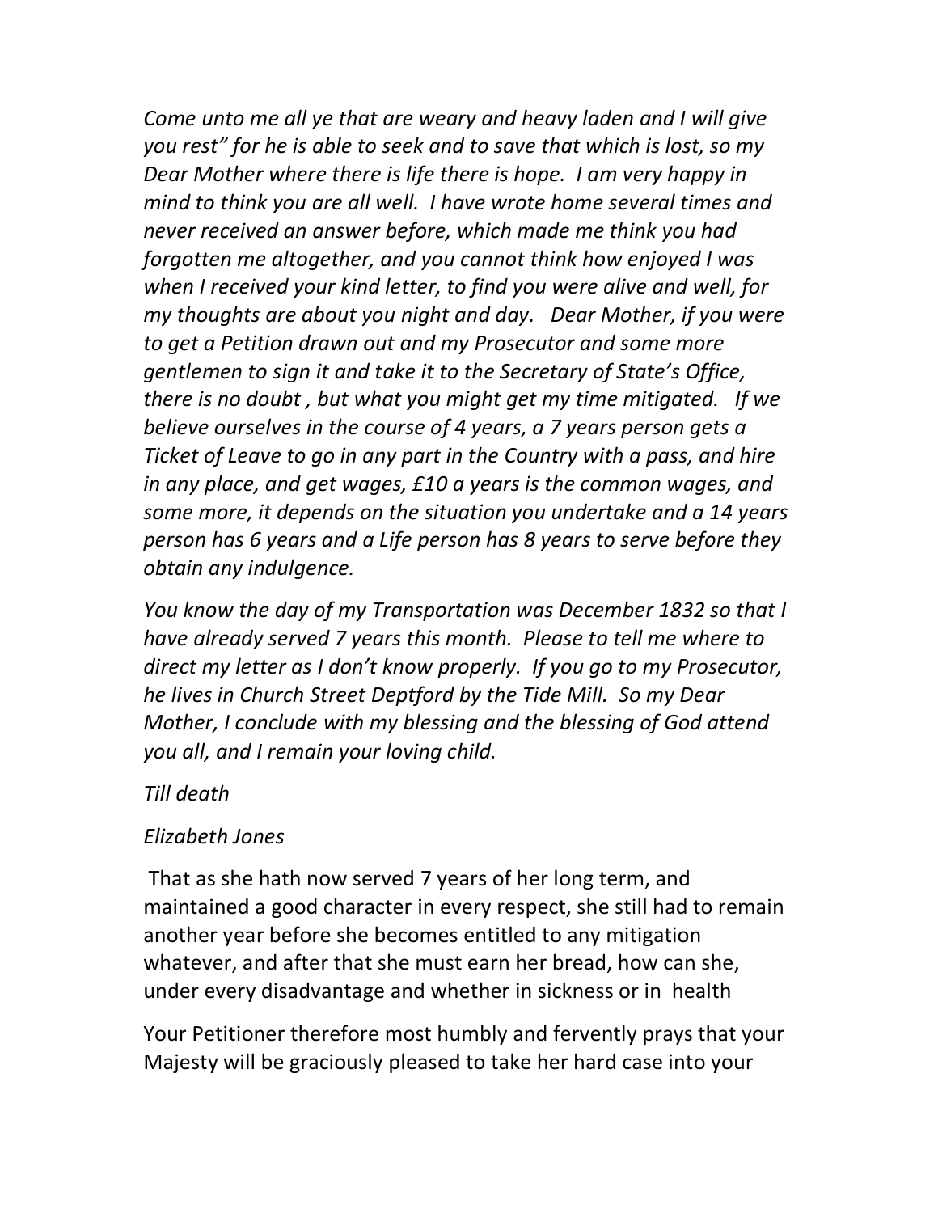*Come unto me all ye that are weary and heavy laden and I will give you rest" for he is able to seek and to save that which is lost, so my Dear Mother where there is life there is hope. I am very happy in mind to think you are all well. I have wrote home several times and never received an answer before, which made me think you had forgotten me altogether, and you cannot think how enjoyed I was when I received your kind letter, to find you were alive and well, for my thoughts are about you night and day. Dear Mother, if you were to get a Petition drawn out and my Prosecutor and some more gentlemen to sign it and take it to the Secretary of State's Office, there is no doubt , but what you might get my time mitigated. If we believe ourselves in the course of 4 years, a 7 years person gets a Ticket of Leave to go in any part in the Country with a pass, and hire in any place, and get wages, £10 a years is the common wages, and some more, it depends on the situation you undertake and a 14 years person has 6 years and a Life person has 8 years to serve before they obtain any indulgence.*

*You know the day of my Transportation was December 1832 so that I have already served 7 years this month. Please to tell me where to direct my letter as I don't know properly. If you go to my Prosecutor, he lives in Church Street Deptford by the Tide Mill. So my Dear Mother, I conclude with my blessing and the blessing of God attend you all, and I remain your loving child.*

*Till death*

*Elizabeth Jones*

That as she hath now served 7 years of her long term, and maintained a good character in every respect, she still had to remain another year before she becomes entitled to any mitigation whatever, and after that she must earn her bread, how can she, under every disadvantage and whether in sickness or in health

Your Petitioner therefore most humbly and fervently prays that your Majesty will be graciously pleased to take her hard case into your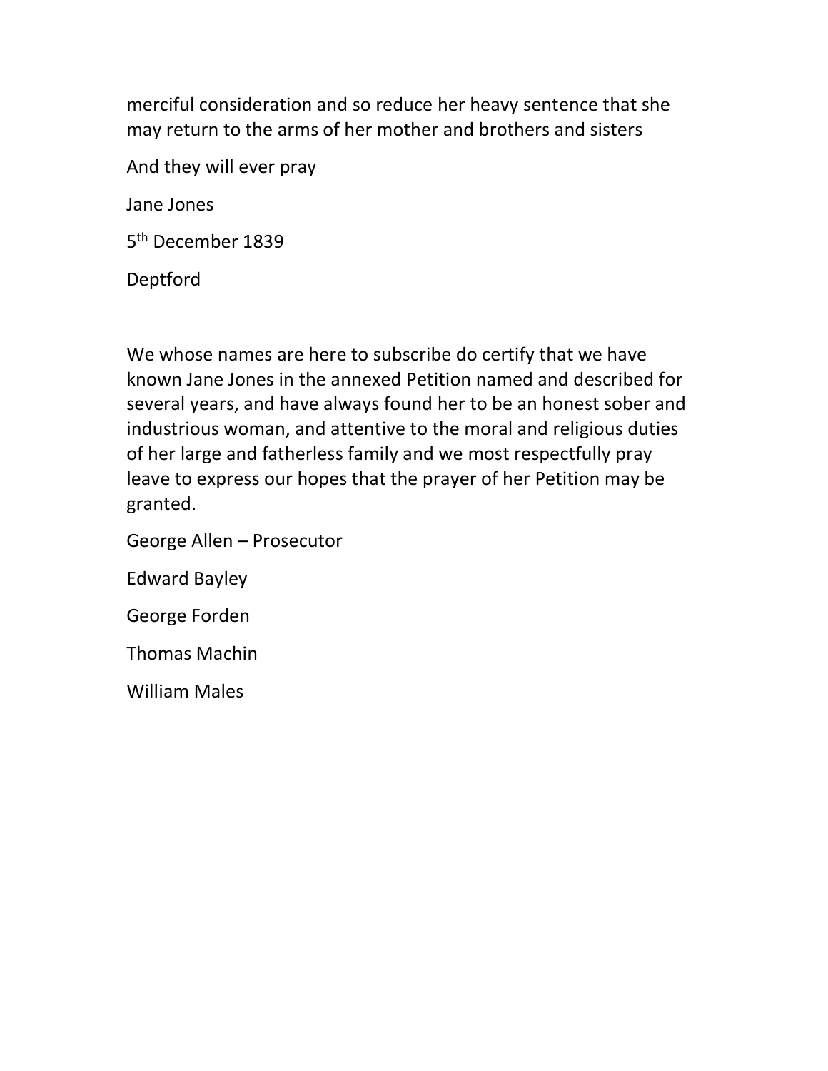merciful consideration and so reduce her heavy sentence that she may return to the arms of her mother and brothers and sisters

And they will ever pray

Jane Jones

5th December 1839

Deptford

We whose names are here to subscribe do certify that we have known Jane Jones in the annexed Petition named and described for several years, and have always found her to be an honest sober and industrious woman, and attentive to the moral and religious duties of her large and fatherless family and we most respectfully pray leave to express our hopes that the prayer of her Petition may be granted.

George Allen – Prosecutor

Edward Bayley

George Forden

Thomas Machin

William Males

---